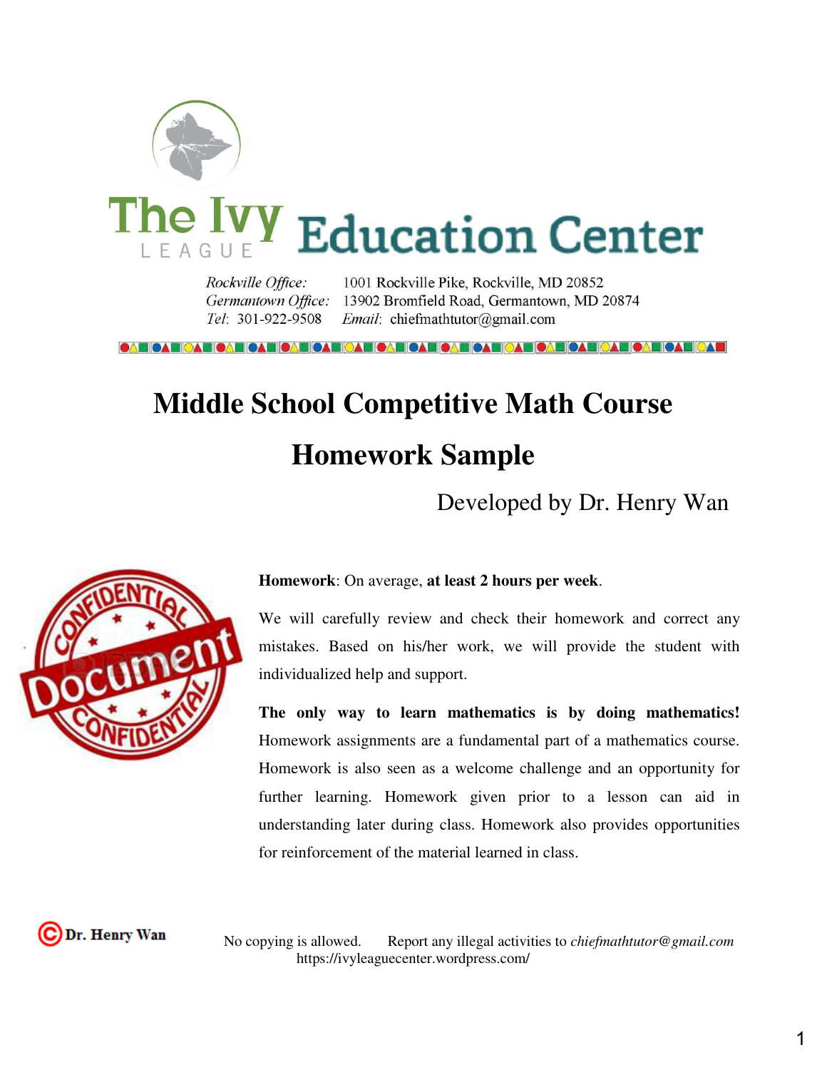# The Ivy League Education Center

*Rockville Office:* 1001 Rockville Pike, Rockville, MD 20852
*Germantown Office:* 13902 Bromfield Road, Germantown, MD 20874
*Tel*: 301-922-9508 *Email*: chiefmathtutor@gmail.com

# Middle School Competitive Math Course

# Homework Sample

Developed by Dr. Henry Wan

**Homework**: On average, **at least 2 hours per week**.

We will carefully review and check their homework and correct any mistakes. Based on his/her work, we will provide the student with individualized help and support.

**The only way to learn mathematics is by doing mathematics!** Homework assignments are a fundamental part of a mathematics course. Homework is also seen as a welcome challenge and an opportunity for further learning. Homework given prior to a lesson can aid in understanding later during class. Homework also provides opportunities for reinforcement of the material learned in class.

© Dr. Henry Wan

No copying is allowed. Report any illegal activities to *chiefmathtutor@gmail.com*
https://ivyleaguecenter.wordpress.com/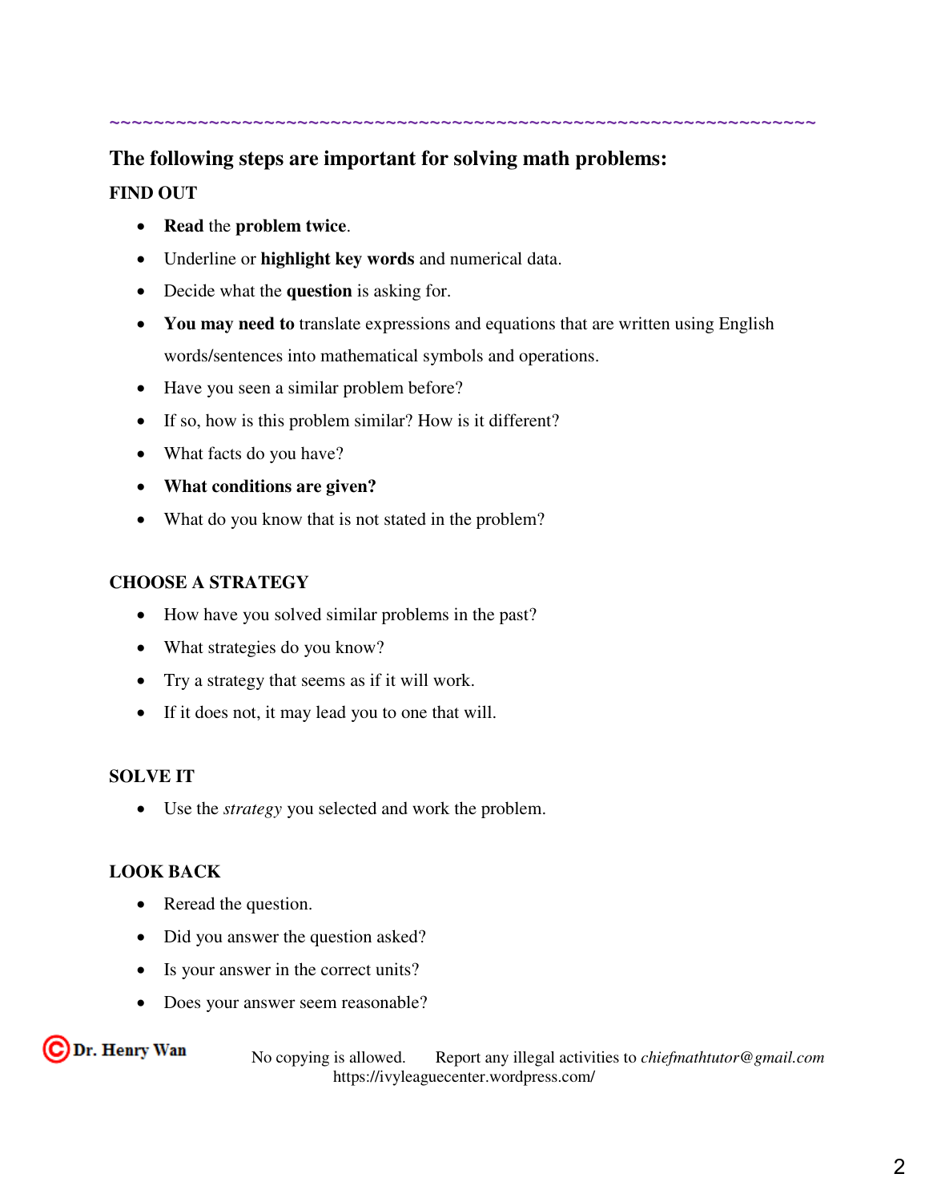~~~~~~~~~~~~~~~~~~~~~~~~~~~~~~~~~~~~~~~~~~~~~~~~~~~~~~~~~~~~~~~~~~~~~~

## The following steps are important for solving math problems:

### FIND OUT

- **Read** the **problem twice**.
- Underline or **highlight key words** and numerical data.
- Decide what the **question** is asking for.
- **You may need to** translate expressions and equations that are written using English words/sentences into mathematical symbols and operations.
- Have you seen a similar problem before?
- If so, how is this problem similar? How is it different?
- What facts do you have?
- **What conditions are given?**
- What do you know that is not stated in the problem?

### CHOOSE A STRATEGY

- How have you solved similar problems in the past?
- What strategies do you know?
- Try a strategy that seems as if it will work.
- If it does not, it may lead you to one that will.

### SOLVE IT

- Use the *strategy* you selected and work the problem.

### LOOK BACK

- Reread the question.
- Did you answer the question asked?
- Is your answer in the correct units?
- Does your answer seem reasonable?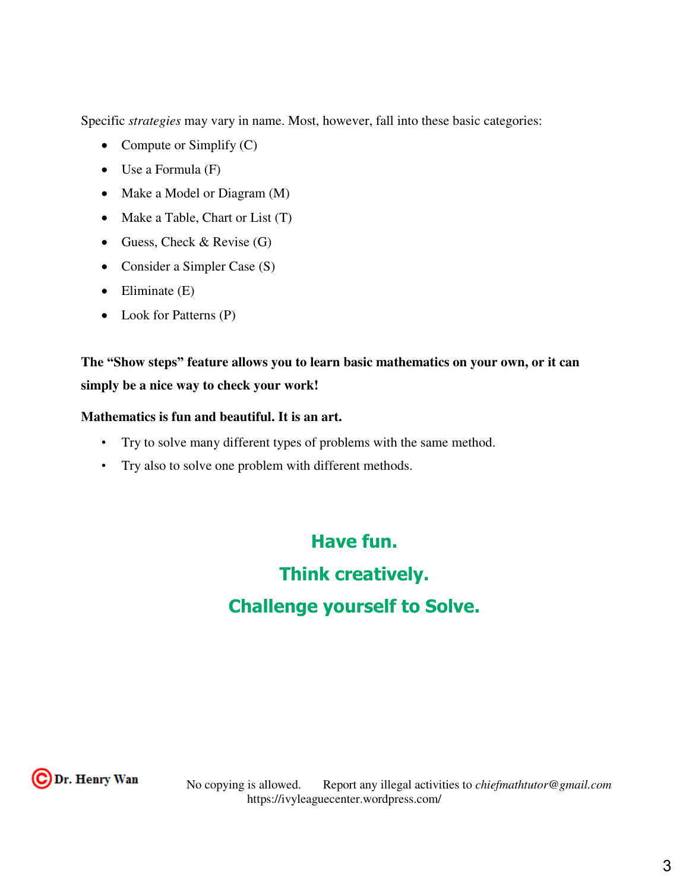Specific *strategies* may vary in name. Most, however, fall into these basic categories:

- Compute or Simplify (C)
- Use a Formula (F)
- Make a Model or Diagram (M)
- Make a Table, Chart or List (T)
- Guess, Check & Revise (G)
- Consider a Simpler Case (S)
- Eliminate (E)
- Look for Patterns (P)

**The "Show steps" feature allows you to learn basic mathematics on your own, or it can simply be a nice way to check your work!**

**Mathematics is fun and beautiful. It is an art.**

- Try to solve many different types of problems with the same method.
- Try also to solve one problem with different methods.

**Have fun.**

**Think creatively.**

**Challenge yourself to Solve.**

©Dr. Henry Wan    No copying is allowed.    Report any illegal activities to *chiefmathtutor@gmail.com*
https://ivyleaguecenter.wordpress.com/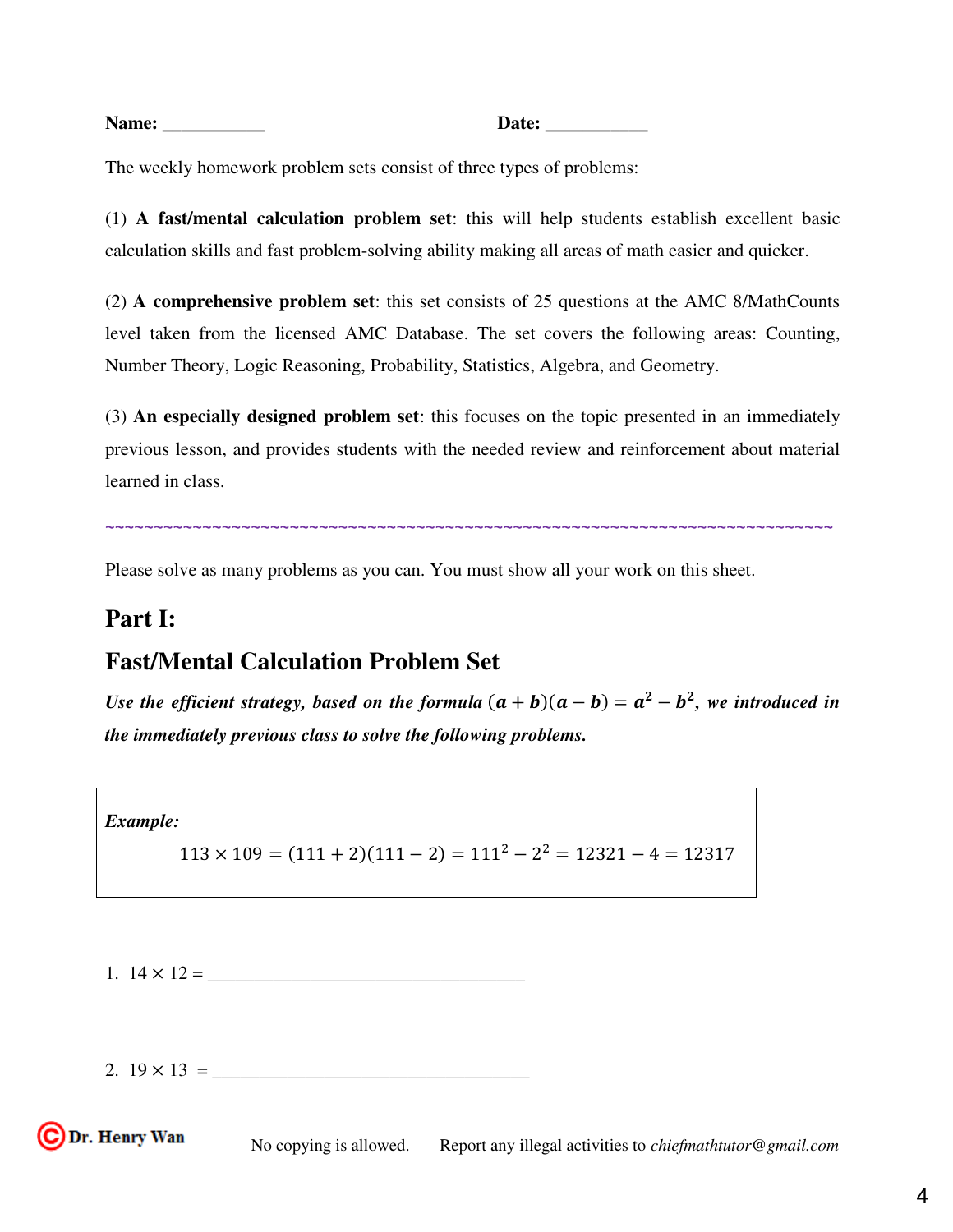**Name:** ___________ **Date:** ___________

The weekly homework problem sets consist of three types of problems:

(1) **A fast/mental calculation problem set**: this will help students establish excellent basic calculation skills and fast problem-solving ability making all areas of math easier and quicker.

(2) **A comprehensive problem set**: this set consists of 25 questions at the AMC 8/MathCounts level taken from the licensed AMC Database. The set covers the following areas: Counting, Number Theory, Logic Reasoning, Probability, Statistics, Algebra, and Geometry.

(3) **An especially designed problem set**: this focuses on the topic presented in an immediately previous lesson, and provides students with the needed review and reinforcement about material learned in class.

~~~~~~~~~~~~~~~~~~~~~~~~~~~~~~~~~~~~~~~~~~~~~~~~~~~~~~~~~~~~~~~~~~~~~~~~~~~~~~~~

Please solve as many problems as you can. You must show all your work on this sheet.

## Part I:

## Fast/Mental Calculation Problem Set

***Use the efficient strategy, based on the formula $(a+b)(a-b) = a^2 - b^2$, we introduced in the immediately previous class to solve the following problems.***

***Example:***

$$113 \times 109 = (111+2)(111-2) = 111^2 - 2^2 = 12321 - 4 = 12317$$

1. $14 \times 12 =$ ___________________________________

2. $19 \times 13 =$ ___________________________________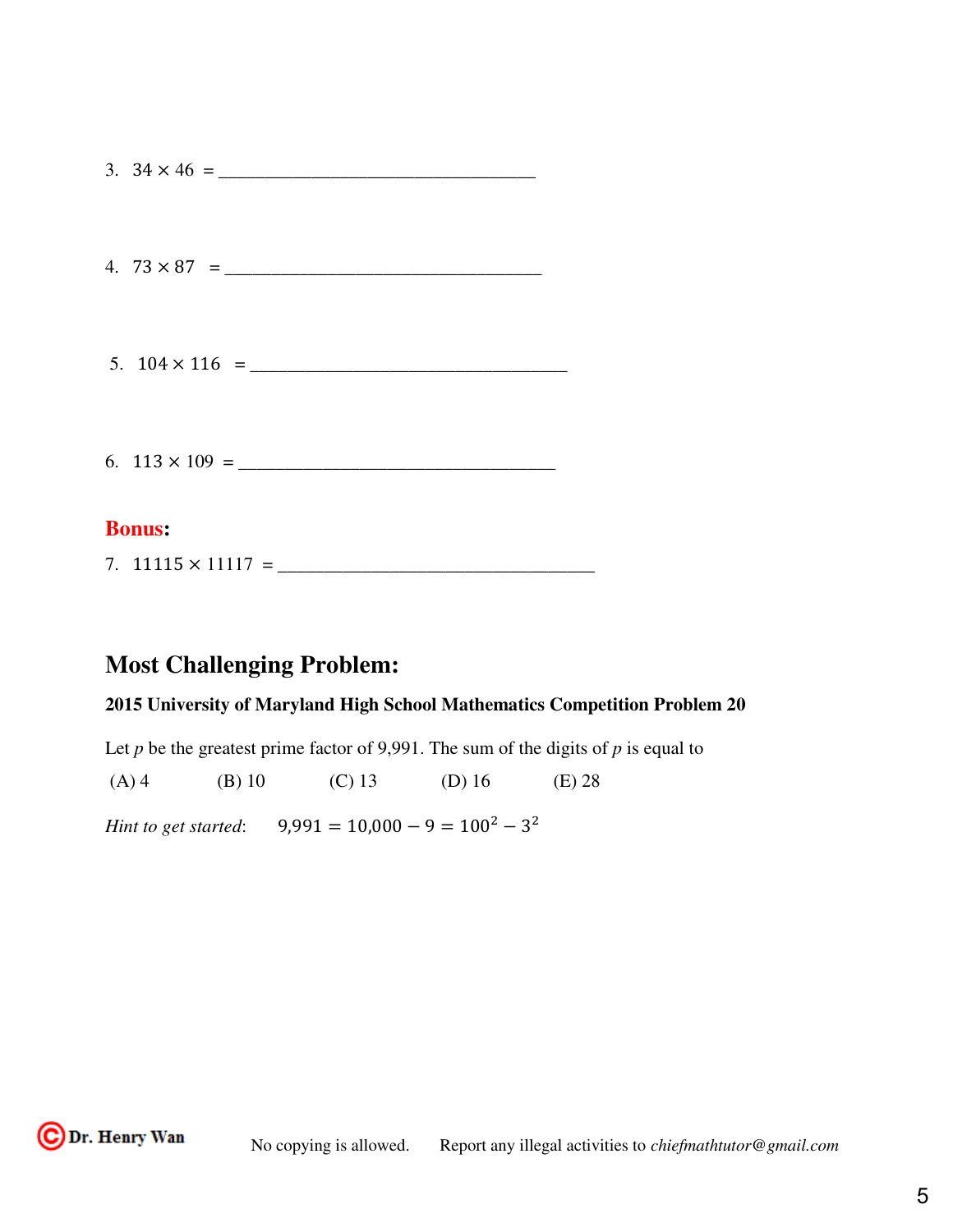3. $34 \times 46$ = ___________________________________

4. $73 \times 87$ = ___________________________________

5. $104 \times 116$ = ___________________________________

6. $113 \times 109$ = ___________________________________

**Bonus:**

7. $11115 \times 11117$ = ___________________________________

## Most Challenging Problem:

**2015 University of Maryland High School Mathematics Competition Problem 20**

Let $p$ be the greatest prime factor of 9,991. The sum of the digits of $p$ is equal to

(A) 4 (B) 10 (C) 13 (D) 16 (E) 28

*Hint to get started*: $9{,}991 = 10{,}000 - 9 = 100^2 - 3^2$

Dr. Henry Wan No copying is allowed. Report any illegal activities to *chiefmathtutor@gmail.com*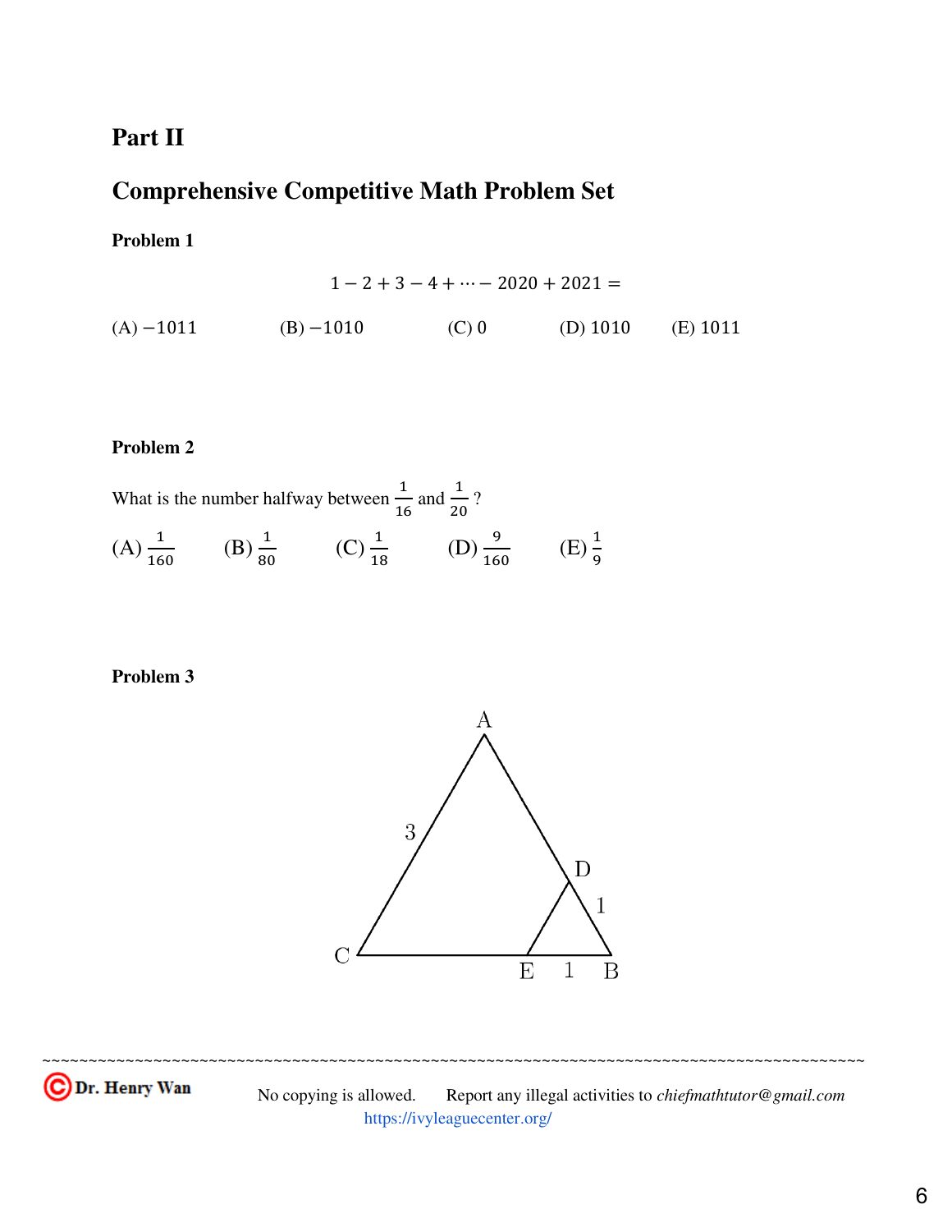# Part II

## Comprehensive Competitive Math Problem Set

**Problem 1**

$$1 - 2 + 3 - 4 + \cdots - 2020 + 2021 =$$

(A) $-1011$ (B) $-1010$ (C) $0$ (D) $1010$ (E) $1011$

**Problem 2**

What is the number halfway between $\frac{1}{16}$ and $\frac{1}{20}$?

(A) $\frac{1}{160}$ (B) $\frac{1}{80}$ (C) $\frac{1}{18}$ (D) $\frac{9}{160}$ (E) $\frac{1}{9}$

**Problem 3**

A

3

D

1

C E 1 B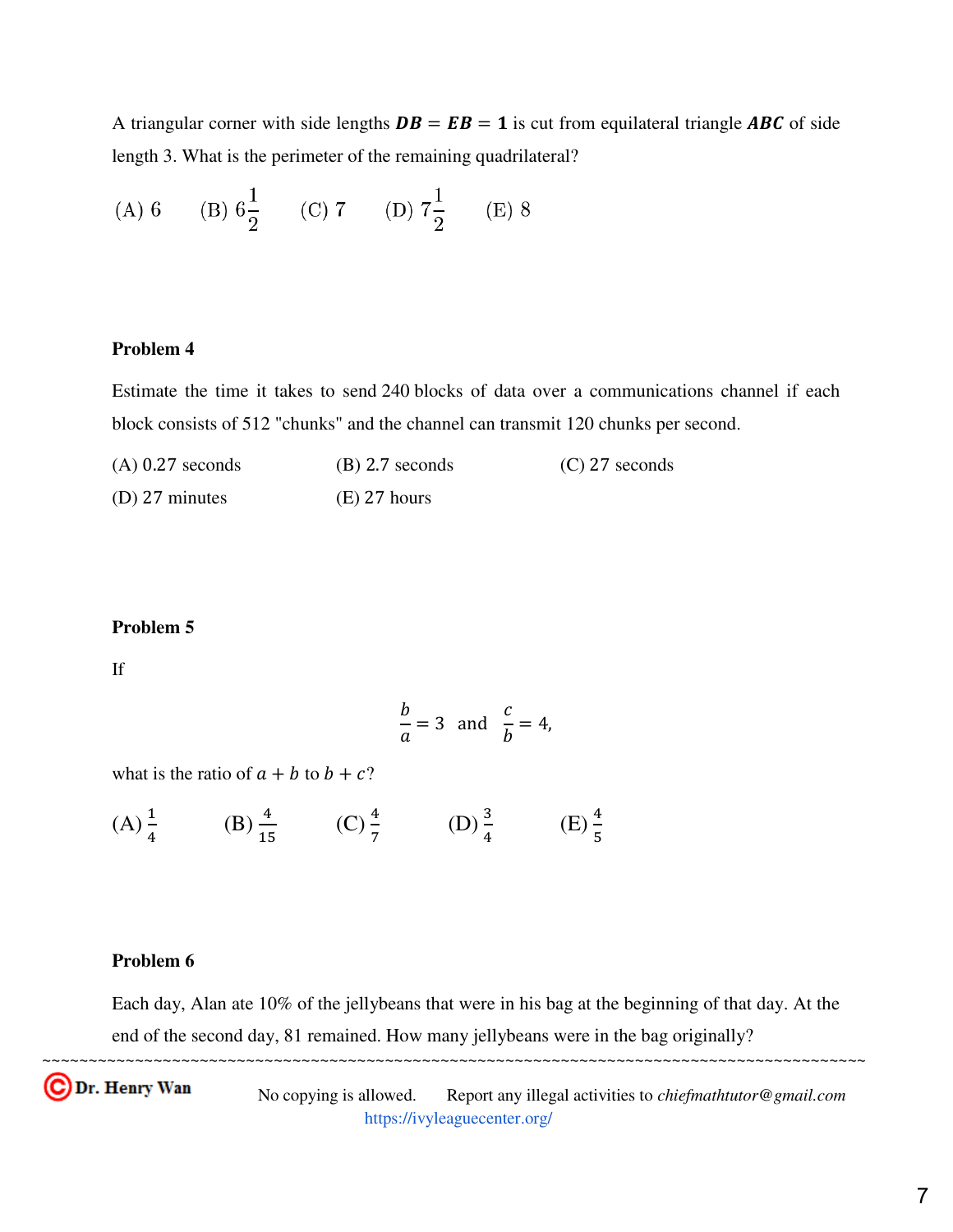A triangular corner with side lengths $DB = EB = 1$ is cut from equilateral triangle $ABC$ of side length 3. What is the perimeter of the remaining quadrilateral?

(A) 6 (B) $6\frac{1}{2}$ (C) 7 (D) $7\frac{1}{2}$ (E) 8

**Problem 4**

Estimate the time it takes to send 240 blocks of data over a communications channel if each block consists of 512 "chunks" and the channel can transmit 120 chunks per second.

(A) 0.27 seconds (B) 2.7 seconds (C) 27 seconds

(D) 27 minutes (E) 27 hours

**Problem 5**

If

$$\frac{b}{a} = 3 \quad \text{and} \quad \frac{c}{b} = 4,$$

what is the ratio of $a + b$ to $b + c$?

(A) $\frac{1}{4}$ (B) $\frac{4}{15}$ (C) $\frac{4}{7}$ (D) $\frac{3}{4}$ (E) $\frac{4}{5}$

**Problem 6**

Each day, Alan ate 10% of the jellybeans that were in his bag at the beginning of that day. At the end of the second day, 81 remained. How many jellybeans were in the bag originally?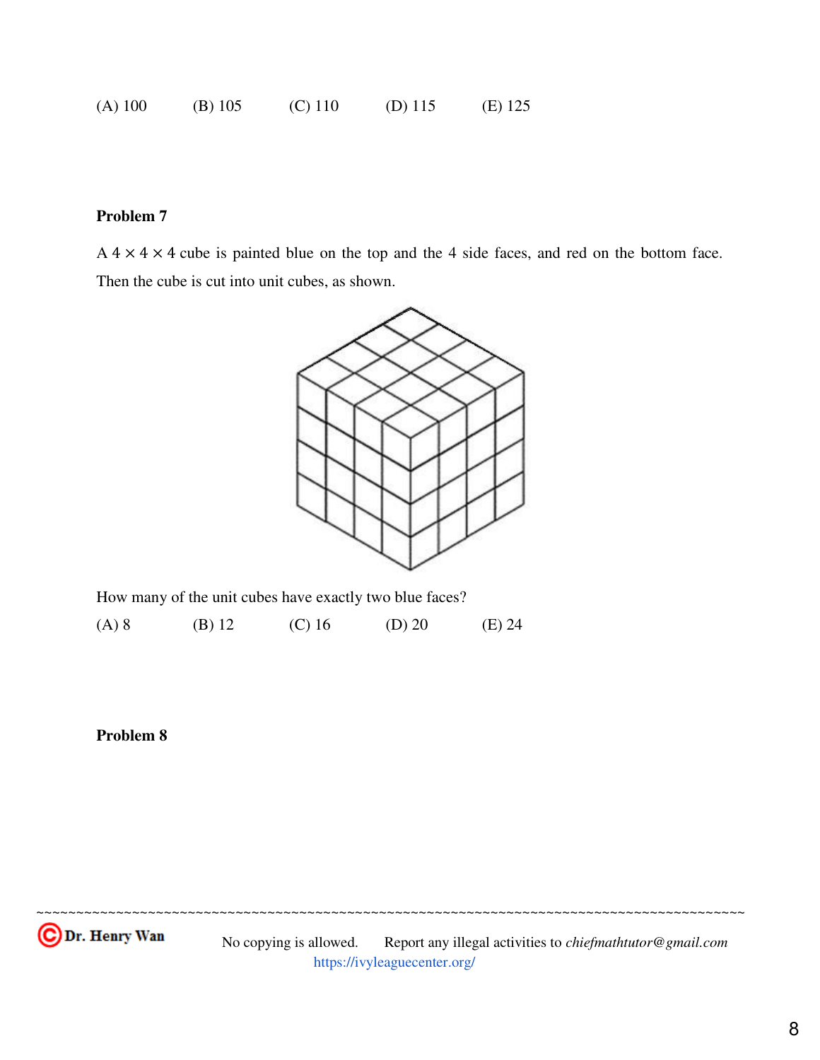(A) 100 (B) 105 (C) 110 (D) 115 (E) 125

**Problem 7**

A $4 \times 4 \times 4$ cube is painted blue on the top and the 4 side faces, and red on the bottom face. Then the cube is cut into unit cubes, as shown.

How many of the unit cubes have exactly two blue faces?

(A) 8 (B) 12 (C) 16 (D) 20 (E) 24

**Problem 8**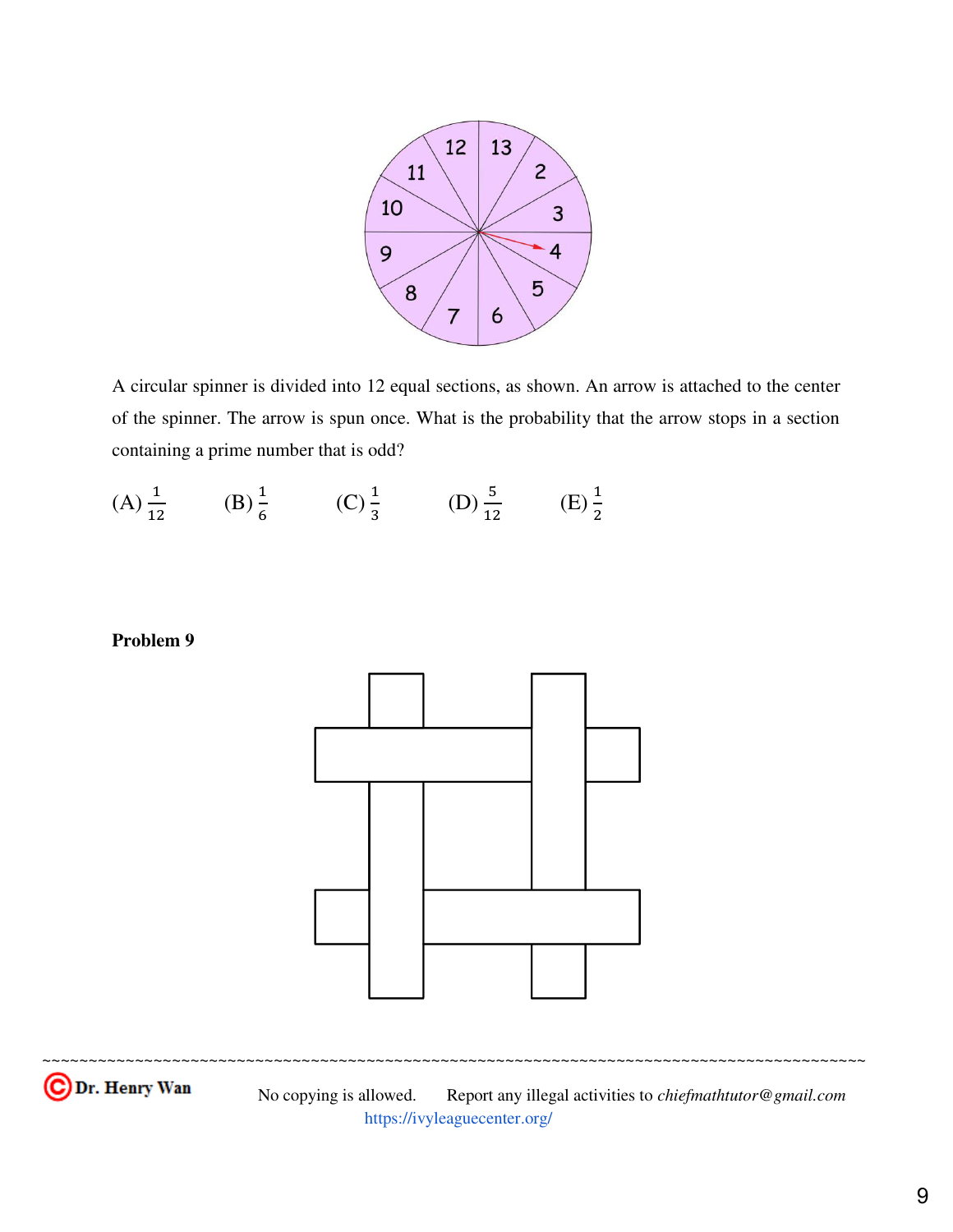A circular spinner is divided into 12 equal sections, as shown. An arrow is attached to the center of the spinner. The arrow is spun once. What is the probability that the arrow stops in a section containing a prime number that is odd?

(A) $\frac{1}{12}$ (B) $\frac{1}{6}$ (C) $\frac{1}{3}$ (D) $\frac{5}{12}$ (E) $\frac{1}{2}$

**Problem 9**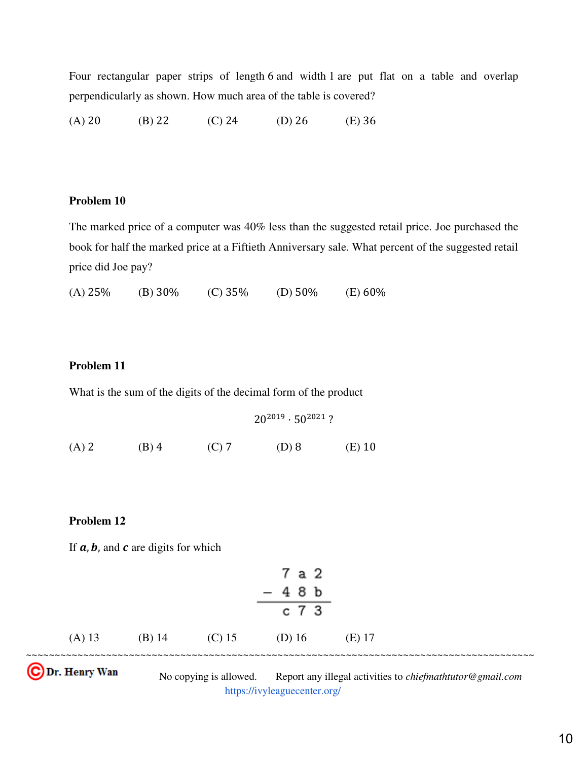Four rectangular paper strips of length 6 and width 1 are put flat on a table and overlap perpendicularly as shown. How much area of the table is covered?

(A) 20 (B) 22 (C) 24 (D) 26 (E) 36

**Problem 10**

The marked price of a computer was 40% less than the suggested retail price. Joe purchased the book for half the marked price at a Fiftieth Anniversary sale. What percent of the suggested retail price did Joe pay?

(A) 25% (B) 30% (C) 35% (D) 50% (E) 60%

**Problem 11**

What is the sum of the digits of the decimal form of the product

$$20^{2019} \cdot 50^{2021}?$$

(A) 2 (B) 4 (C) 7 (D) 8 (E) 10

**Problem 12**

If $a$, $b$, and $c$ are digits for which

$$\begin{array}{r} 7\ a\ 2 \\ -\ 4\ 8\ b \\ \hline c\ 7\ 3 \end{array}$$

(A) 13 (B) 14 (C) 15 (D) 16 (E) 17

Dr. Henry Wan No copying is allowed. Report any illegal activities to *chiefmathtutor@gmail.com*
https://ivyleaguecenter.org/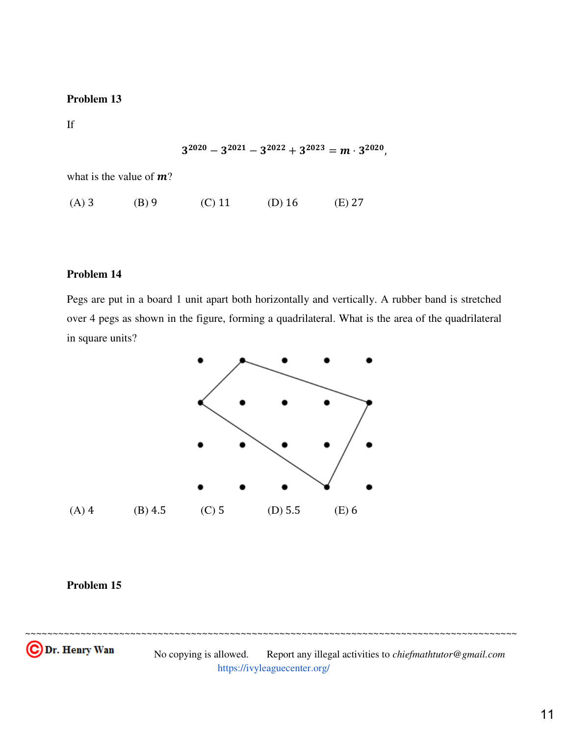**Problem 13**

If

$$3^{2020} - 3^{2021} - 3^{2022} + 3^{2023} = m \cdot 3^{2020},$$

what is the value of $m$?

(A) 3 (B) 9 (C) 11 (D) 16 (E) 27

**Problem 14**

Pegs are put in a board 1 unit apart both horizontally and vertically. A rubber band is stretched over 4 pegs as shown in the figure, forming a quadrilateral. What is the area of the quadrilateral in square units?

(A) 4 (B) 4.5 (C) 5 (D) 5.5 (E) 6

**Problem 15**

© Dr. Henry Wan No copying is allowed. Report any illegal activities to *chiefmathtutor@gmail.com*
https://ivyleaguecenter.org/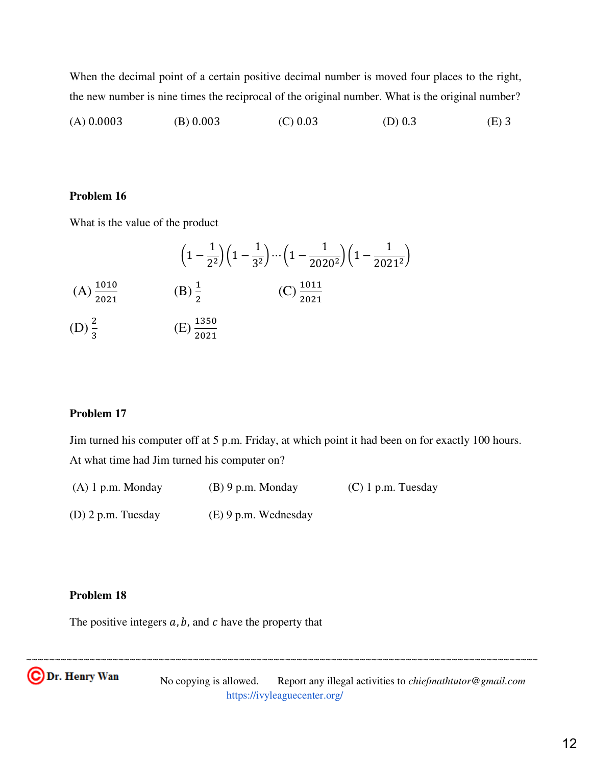When the decimal point of a certain positive decimal number is moved four places to the right, the new number is nine times the reciprocal of the original number. What is the original number?

(A) 0.0003 (B) 0.003 (C) 0.03 (D) 0.3 (E) 3

**Problem 16**

What is the value of the product

$$\left(1-\frac{1}{2^2}\right)\left(1-\frac{1}{3^2}\right)\cdots\left(1-\frac{1}{2020^2}\right)\left(1-\frac{1}{2021^2}\right)$$

(A) $\frac{1010}{2021}$ (B) $\frac{1}{2}$ (C) $\frac{1011}{2021}$

(D) $\frac{2}{3}$ (E) $\frac{1350}{2021}$

**Problem 17**

Jim turned his computer off at 5 p.m. Friday, at which point it had been on for exactly 100 hours. At what time had Jim turned his computer on?

(A) 1 p.m. Monday (B) 9 p.m. Monday (C) 1 p.m. Tuesday

(D) 2 p.m. Tuesday (E) 9 p.m. Wednesday

**Problem 18**

The positive integers $a, b$, and $c$ have the property that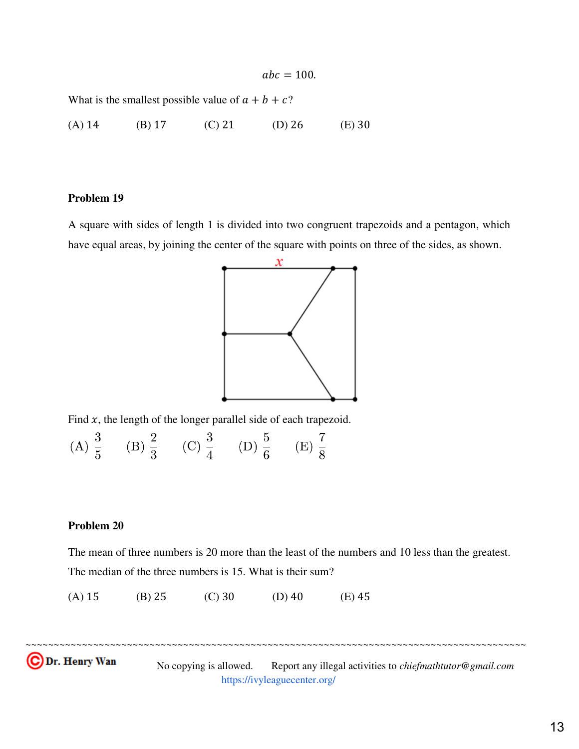$$abc = 100.$$

What is the smallest possible value of $a + b + c$?

(A) 14 (B) 17 (C) 21 (D) 26 (E) 30

**Problem 19**

A square with sides of length 1 is divided into two congruent trapezoids and a pentagon, which have equal areas, by joining the center of the square with points on three of the sides, as shown.

Find $x$, the length of the longer parallel side of each trapezoid.

(A) $\frac{3}{5}$ (B) $\frac{2}{3}$ (C) $\frac{3}{4}$ (D) $\frac{5}{6}$ (E) $\frac{7}{8}$

**Problem 20**

The mean of three numbers is 20 more than the least of the numbers and 10 less than the greatest. The median of the three numbers is 15. What is their sum?

(A) 15 (B) 25 (C) 30 (D) 40 (E) 45

~~~~~~~~~~~~~~~~~~~~~~~~~~~~~~~~~~~~~~~~~~~~~~~~~~~~~~~~~~~~~~~~~~~~~~~~~~~~~~~~~~~~~~~~

©Dr. Henry Wan No copying is allowed. Report any illegal activities to *chiefmathtutor@gmail.com*
https://ivyleaguecenter.org/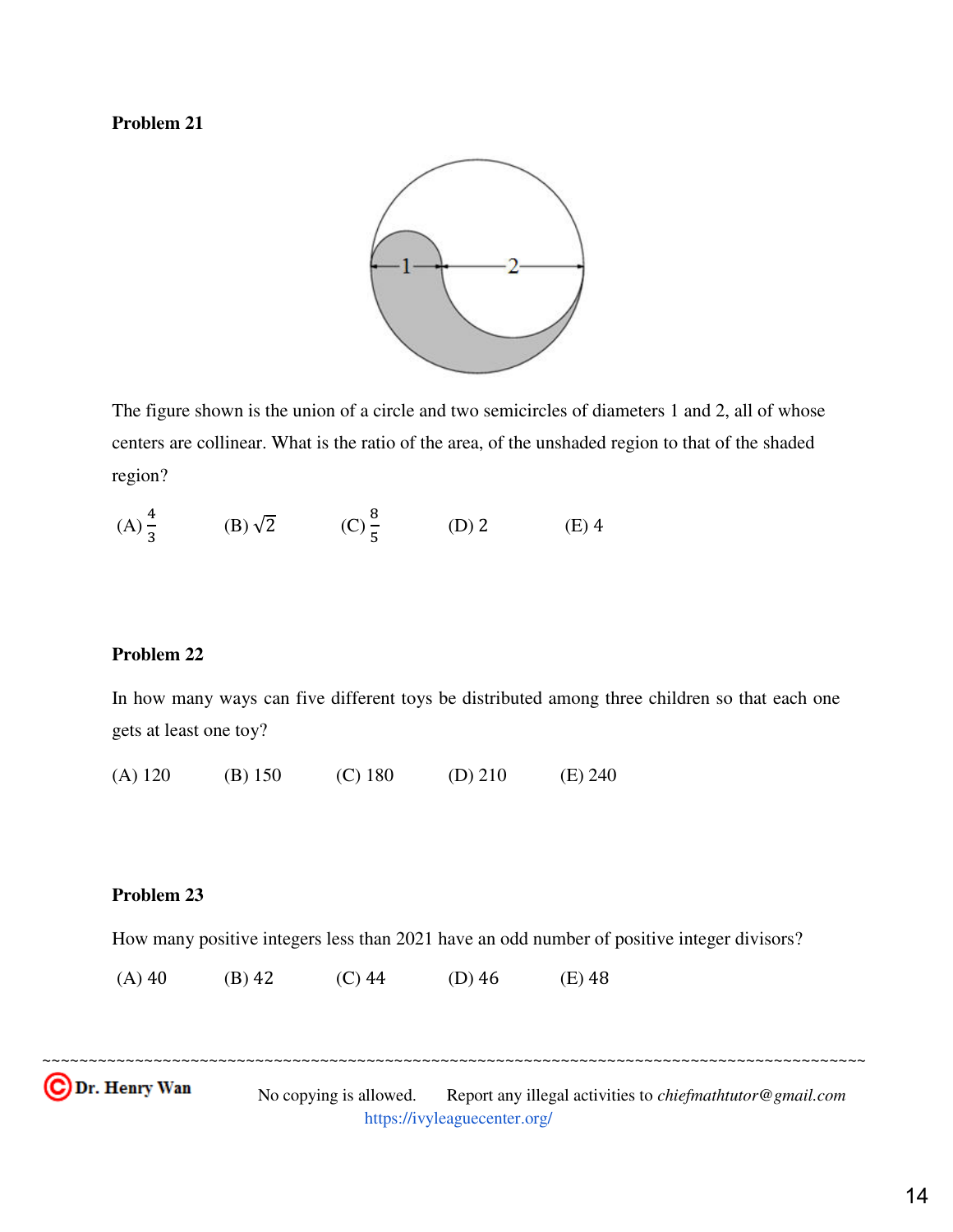**Problem 21**

The figure shown is the union of a circle and two semicircles of diameters 1 and 2, all of whose centers are collinear. What is the ratio of the area, of the unshaded region to that of the shaded region?

(A) $\frac{4}{3}$ (B) $\sqrt{2}$ (C) $\frac{8}{5}$ (D) 2 (E) 4

**Problem 22**

In how many ways can five different toys be distributed among three children so that each one gets at least one toy?

(A) 120 (B) 150 (C) 180 (D) 210 (E) 240

**Problem 23**

How many positive integers less than 2021 have an odd number of positive integer divisors?

(A) 40 (B) 42 (C) 44 (D) 46 (E) 48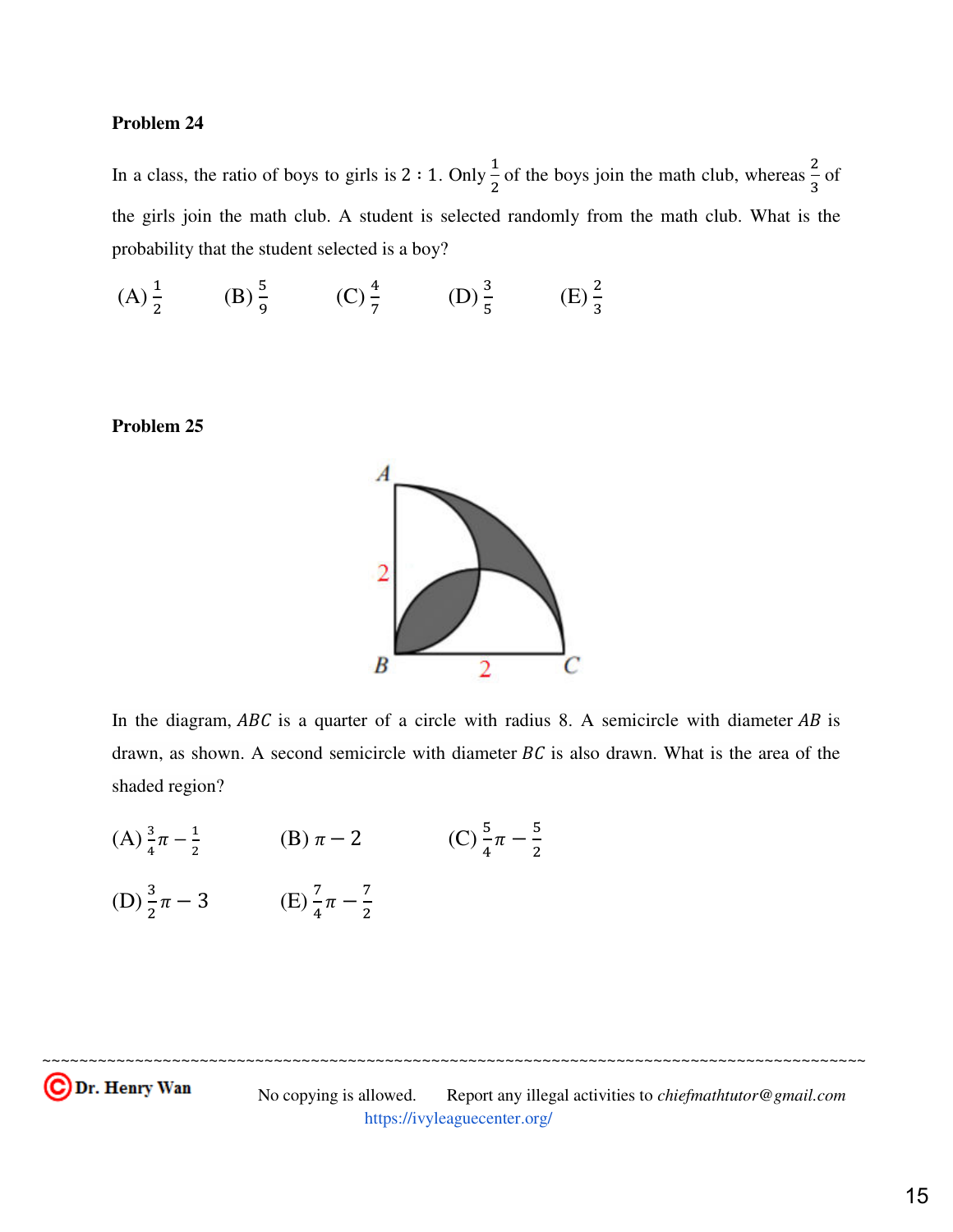**Problem 24**

In a class, the ratio of boys to girls is $2:1$. Only $\frac{1}{2}$ of the boys join the math club, whereas $\frac{2}{3}$ of the girls join the math club. A student is selected randomly from the math club. What is the probability that the student selected is a boy?

(A) $\frac{1}{2}$ (B) $\frac{5}{9}$ (C) $\frac{4}{7}$ (D) $\frac{3}{5}$ (E) $\frac{2}{3}$

**Problem 25**

A

2

B 2 C

In the diagram, $ABC$ is a quarter of a circle with radius 8. A semicircle with diameter $AB$ is drawn, as shown. A second semicircle with diameter $BC$ is also drawn. What is the area of the shaded region?

(A) $\frac{3}{4}\pi - \frac{1}{2}$ (B) $\pi - 2$ (C) $\frac{5}{4}\pi - \frac{5}{2}$

(D) $\frac{3}{2}\pi - 3$ (E) $\frac{7}{4}\pi - \frac{7}{2}$

~~~~~~~~~~~~~~~~~~~~~~~~~~~~~~~~~~~~~~~~~~~~~~~~~~~~~~~~~~~~~~~~~~~~~~~~~~~~~~~~~~~~~~~~~~~~~~~~~~~

© Dr. Henry Wan No copying is allowed. Report any illegal activities to *chiefmathtutor@gmail.com*
https://ivyleaguecenter.org/